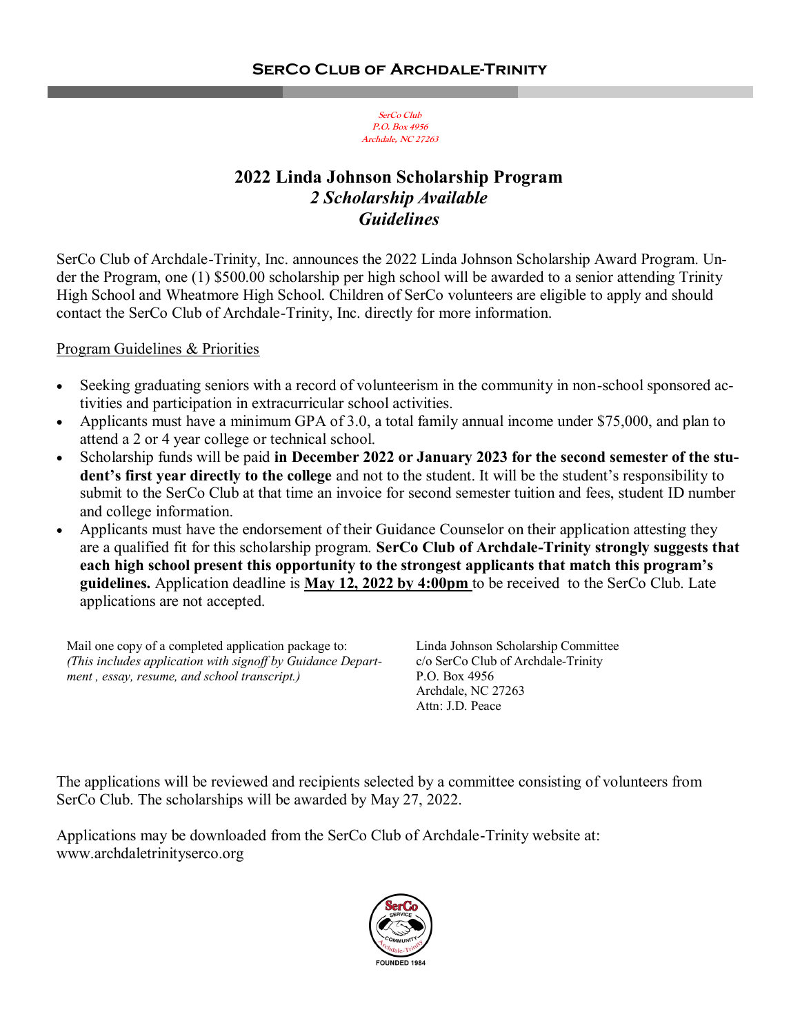# SerCo Club of Archdale-Trinity

*SerCo Club*
*P.O. Box 4956*
*Archdale, NC 27263*

## 2022 Linda Johnson Scholarship Program
### *2 Scholarship Available*
### *Guidelines*

SerCo Club of Archdale-Trinity, Inc. announces the 2022 Linda Johnson Scholarship Award Program. Under the Program, one (1) $500.00 scholarship per high school will be awarded to a senior attending Trinity High School and Wheatmore High School. Children of SerCo volunteers are eligible to apply and should contact the SerCo Club of Archdale-Trinity, Inc. directly for more information.

Program Guidelines & Priorities

- Seeking graduating seniors with a record of volunteerism in the community in non-school sponsored activities and participation in extracurricular school activities.
- Applicants must have a minimum GPA of 3.0, a total family annual income under $75,000, and plan to attend a 2 or 4 year college or technical school.
- Scholarship funds will be paid **in December 2022 or January 2023 for the second semester of the student's first year directly to the college** and not to the student. It will be the student's responsibility to submit to the SerCo Club at that time an invoice for second semester tuition and fees, student ID number and college information.
- Applicants must have the endorsement of their Guidance Counselor on their application attesting they are a qualified fit for this scholarship program. **SerCo Club of Archdale-Trinity strongly suggests that each high school present this opportunity to the strongest applicants that match this program's guidelines.** Application deadline is **May 12, 2022 by 4:00pm** to be received to the SerCo Club. Late applications are not accepted.

Mail one copy of a completed application package to:
*(This includes application with signoff by Guidance Department , essay, resume, and school transcript.)*

Linda Johnson Scholarship Committee
c/o SerCo Club of Archdale-Trinity
P.O. Box 4956
Archdale, NC 27263
Attn: J.D. Peace

The applications will be reviewed and recipients selected by a committee consisting of volunteers from SerCo Club. The scholarships will be awarded by May 27, 2022.

Applications may be downloaded from the SerCo Club of Archdale-Trinity website at:
www.archdaletrinityserco.org

SerCo Service Community Archdale-Trinity
FOUNDED 1984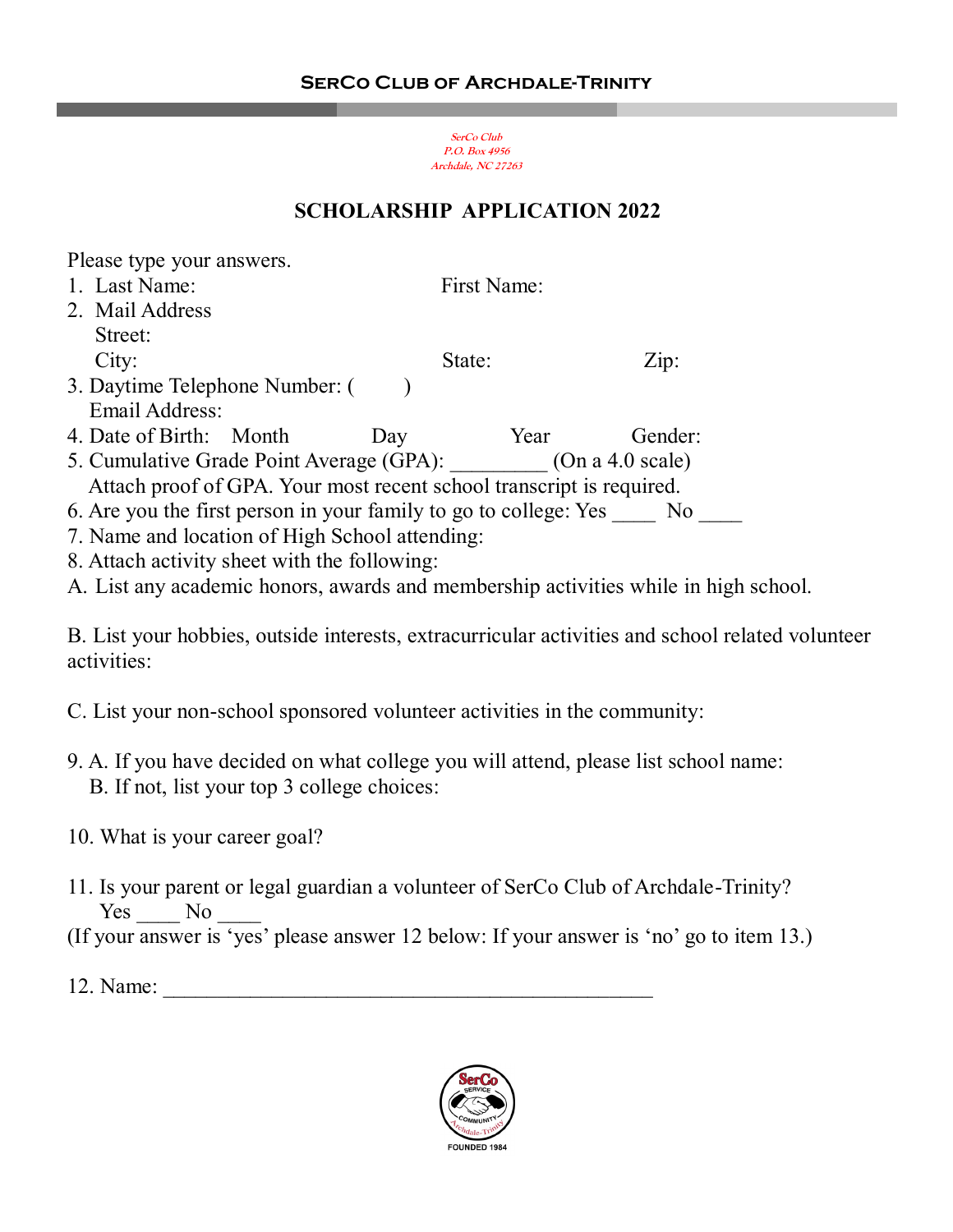**SerCo Club of Archdale-Trinity**

*SerCo Club*
*P.O. Box 4956*
*Archdale, NC 27263*

# SCHOLARSHIP APPLICATION 2022

Please type your answers.

1. Last Name: First Name:
2. Mail Address
   Street:
   City: State: Zip:
3. Daytime Telephone Number: ( )
   Email Address:
4. Date of Birth: Month Day Year Gender:
5. Cumulative Grade Point Average (GPA): _________ (On a 4.0 scale)
   Attach proof of GPA. Your most recent school transcript is required.
6. Are you the first person in your family to go to college: Yes ____ No ____
7. Name and location of High School attending:
8. Attach activity sheet with the following:

A. List any academic honors, awards and membership activities while in high school.

B. List your hobbies, outside interests, extracurricular activities and school related volunteer activities:

C. List your non-school sponsored volunteer activities in the community:

9. A. If you have decided on what college you will attend, please list school name:
   B. If not, list your top 3 college choices:

10. What is your career goal?

11. Is your parent or legal guardian a volunteer of SerCo Club of Archdale-Trinity?
    Yes ____ No ____

(If your answer is 'yes' please answer 12 below: If your answer is 'no' go to item 13.)

12. Name: _______________________________________________

SerCo SERVICE COMMUNITY Archdale-Trinity
FOUNDED 1984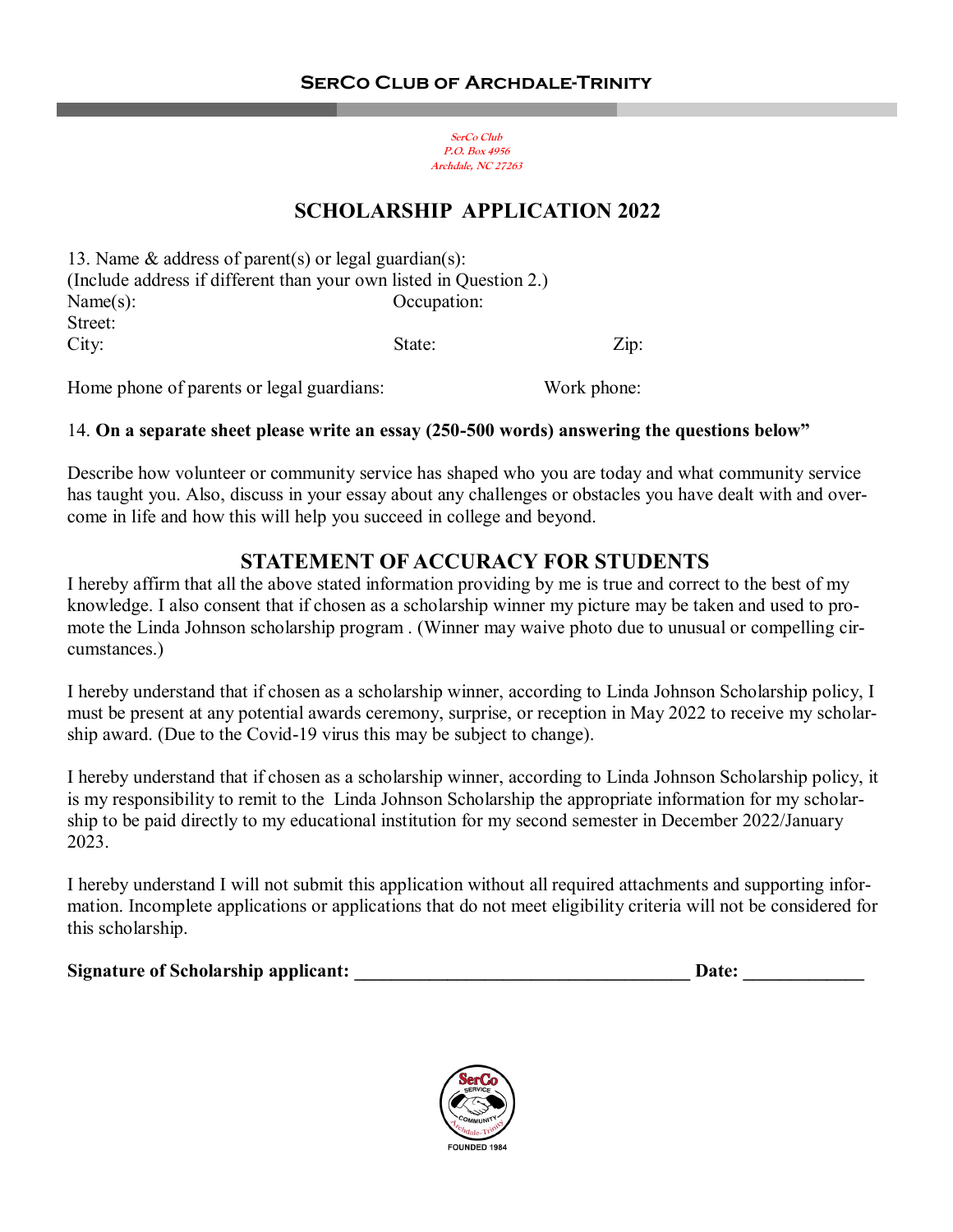SerCo Club
P.O. Box 4956
Archdale, NC 27263

# SCHOLARSHIP APPLICATION 2022

13. Name & address of parent(s) or legal guardian(s):
(Include address if different than your own listed in Question 2.)
Name(s): Occupation:
Street:
City: State: Zip:

Home phone of parents or legal guardians: Work phone:

14. **On a separate sheet please write an essay (250-500 words) answering the questions below"**

Describe how volunteer or community service has shaped who you are today and what community service has taught you. Also, discuss in your essay about any challenges or obstacles you have dealt with and overcome in life and how this will help you succeed in college and beyond.

## STATEMENT OF ACCURACY FOR STUDENTS

I hereby affirm that all the above stated information providing by me is true and correct to the best of my knowledge. I also consent that if chosen as a scholarship winner my picture may be taken and used to promote the Linda Johnson scholarship program . (Winner may waive photo due to unusual or compelling circumstances.)

I hereby understand that if chosen as a scholarship winner, according to Linda Johnson Scholarship policy, I must be present at any potential awards ceremony, surprise, or reception in May 2022 to receive my scholarship award. (Due to the Covid-19 virus this may be subject to change).

I hereby understand that if chosen as a scholarship winner, according to Linda Johnson Scholarship policy, it is my responsibility to remit to the Linda Johnson Scholarship the appropriate information for my scholarship to be paid directly to my educational institution for my second semester in December 2022/January 2023.

I hereby understand I will not submit this application without all required attachments and supporting information. Incomplete applications or applications that do not meet eligibility criteria will not be considered for this scholarship.

**Signature of Scholarship applicant: \_\_\_\_\_\_\_\_\_\_\_\_\_\_\_\_\_\_\_\_\_\_\_\_\_\_\_\_\_\_\_\_\_\_\_\_ Date: \_\_\_\_\_\_\_\_\_\_\_\_\_**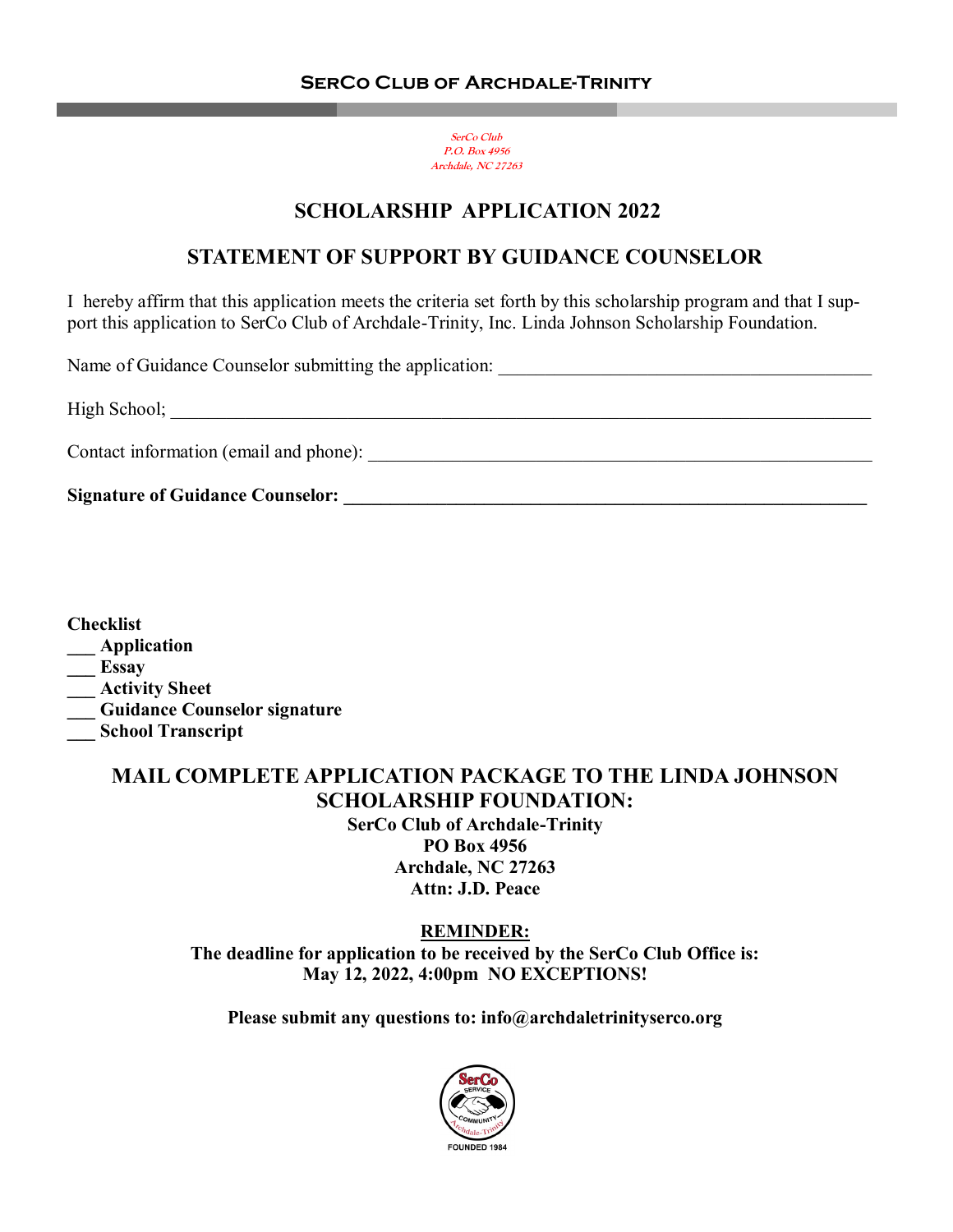SerCo Club
P.O. Box 4956
Archdale, NC 27263

# SCHOLARSHIP APPLICATION 2022

## STATEMENT OF SUPPORT BY GUIDANCE COUNSELOR

I hereby affirm that this application meets the criteria set forth by this scholarship program and that I support this application to SerCo Club of Archdale-Trinity, Inc. Linda Johnson Scholarship Foundation.

Name of Guidance Counselor submitting the application: ________________________________________

High School; ________________________________________________________________________

Contact information (email and phone): ______________________________________________________

**Signature of Guidance Counselor: _________________________________________________________**

**Checklist**

**___ Application**
**___ Essay**
**___ Activity Sheet**
**___ Guidance Counselor signature**
**___ School Transcript**

**MAIL COMPLETE APPLICATION PACKAGE TO THE LINDA JOHNSON SCHOLARSHIP FOUNDATION:**

**SerCo Club of Archdale-Trinity**
**PO Box 4956**
**Archdale, NC 27263**
**Attn: J.D. Peace**

**REMINDER:**
**The deadline for application to be received by the SerCo Club Office is:**
**May 12, 2022, 4:00pm NO EXCEPTIONS!**

**Please submit any questions to: info@archdaletrinityserco.org**